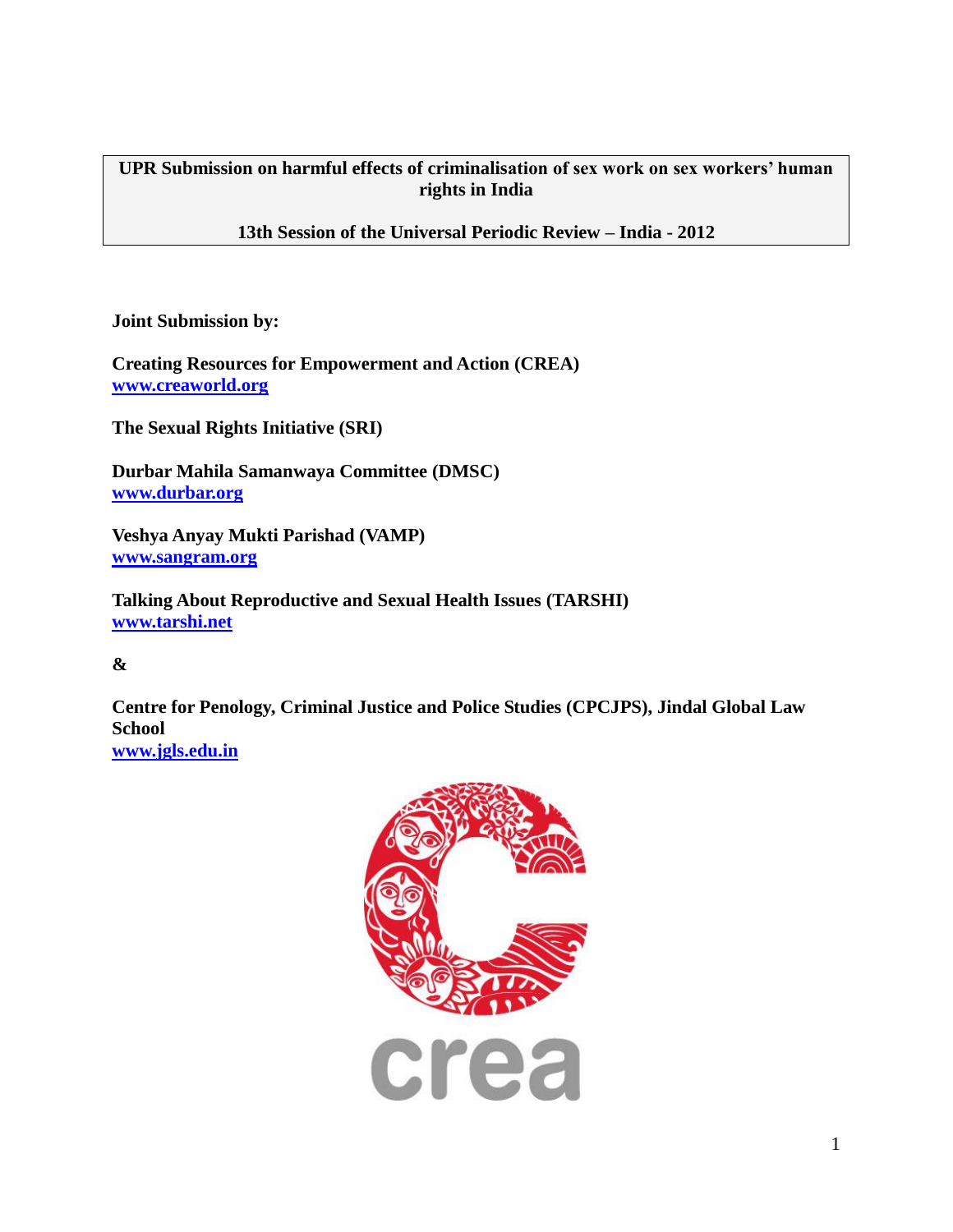**UPR Submission on harmful effects of criminalisation of sex work on sex workers' human rights in India**

**13th Session of the Universal Periodic Review – India - 2012**

**Joint Submission by:**

**Creating Resources for Empowerment and Action (CREA)**
**www.creaworld.org**

**The Sexual Rights Initiative (SRI)**

**Durbar Mahila Samanwaya Committee (DMSC)**
**www.durbar.org**

**Veshya Anyay Mukti Parishad (VAMP)**
**www.sangram.org**

**Talking About Reproductive and Sexual Health Issues (TARSHI)**
**www.tarshi.net**

**&**

**Centre for Penology, Criminal Justice and Police Studies (CPCJPS), Jindal Global Law School**
**www.jgls.edu.in**

crea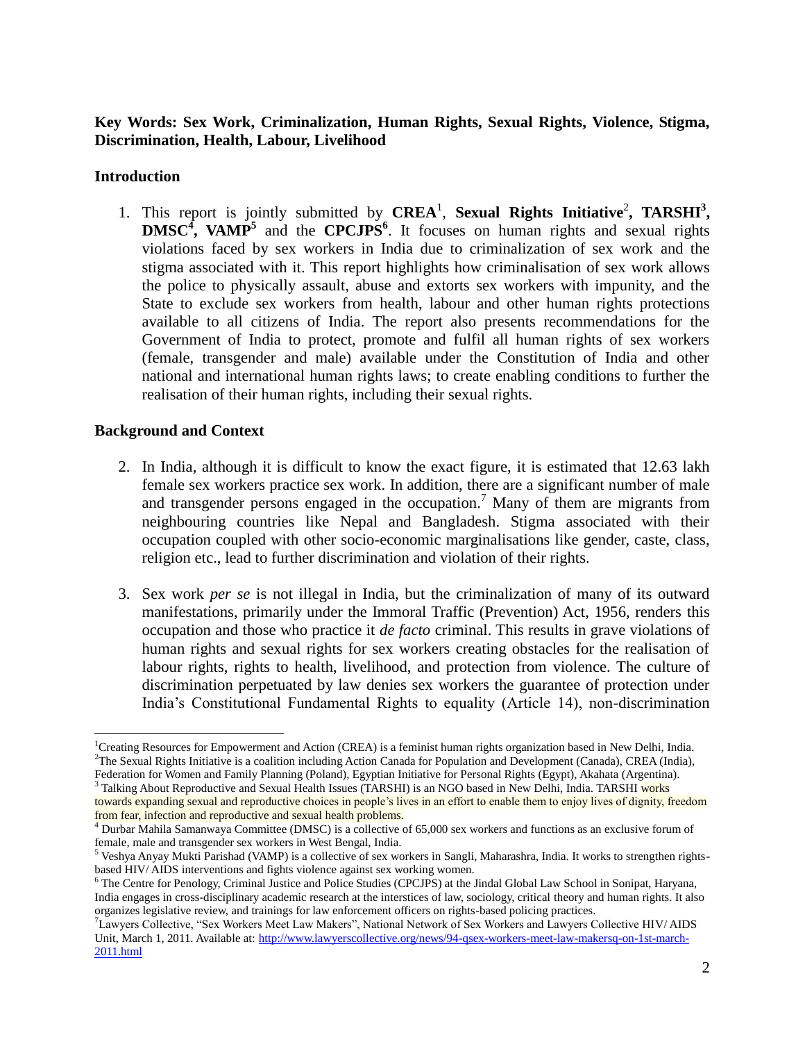**Key Words: Sex Work, Criminalization, Human Rights, Sexual Rights, Violence, Stigma, Discrimination, Health, Labour, Livelihood**

## Introduction

1. This report is jointly submitted by **CREA**[1], **Sexual Rights Initiative**[2], **TARSHI**[3], **DMSC**[4], **VAMP**[5] and the **CPCJPS**[6]. It focuses on human rights and sexual rights violations faced by sex workers in India due to criminalization of sex work and the stigma associated with it. This report highlights how criminalisation of sex work allows the police to physically assault, abuse and extorts sex workers with impunity, and the State to exclude sex workers from health, labour and other human rights protections available to all citizens of India. The report also presents recommendations for the Government of India to protect, promote and fulfil all human rights of sex workers (female, transgender and male) available under the Constitution of India and other national and international human rights laws; to create enabling conditions to further the realisation of their human rights, including their sexual rights.

## Background and Context

2. In India, although it is difficult to know the exact figure, it is estimated that 12.63 lakh female sex workers practice sex work. In addition, there are a significant number of male and transgender persons engaged in the occupation.[7] Many of them are migrants from neighbouring countries like Nepal and Bangladesh. Stigma associated with their occupation coupled with other socio-economic marginalisations like gender, caste, class, religion etc., lead to further discrimination and violation of their rights.

3. Sex work *per se* is not illegal in India, but the criminalization of many of its outward manifestations, primarily under the Immoral Traffic (Prevention) Act, 1956, renders this occupation and those who practice it *de facto* criminal. This results in grave violations of human rights and sexual rights for sex workers creating obstacles for the realisation of labour rights, rights to health, livelihood, and protection from violence. The culture of discrimination perpetuated by law denies sex workers the guarantee of protection under India's Constitutional Fundamental Rights to equality (Article 14), non-discrimination

---

[1] Creating Resources for Empowerment and Action (CREA) is a feminist human rights organization based in New Delhi, India.

[2] The Sexual Rights Initiative is a coalition including Action Canada for Population and Development (Canada), CREA (India), Federation for Women and Family Planning (Poland), Egyptian Initiative for Personal Rights (Egypt), Akahata (Argentina).

[3] Talking About Reproductive and Sexual Health Issues (TARSHI) is an NGO based in New Delhi, India. TARSHI works towards expanding sexual and reproductive choices in people's lives in an effort to enable them to enjoy lives of dignity, freedom from fear, infection and reproductive and sexual health problems.

[4] Durbar Mahila Samanwaya Committee (DMSC) is a collective of 65,000 sex workers and functions as an exclusive forum of female, male and transgender sex workers in West Bengal, India.

[5] Veshya Anyay Mukti Parishad (VAMP) is a collective of sex workers in Sangli, Maharashra, India. It works to strengthen rights-based HIV/ AIDS interventions and fights violence against sex working women.

[6] The Centre for Penology, Criminal Justice and Police Studies (CPCJPS) at the Jindal Global Law School in Sonipat, Haryana, India engages in cross-disciplinary academic research at the interstices of law, sociology, critical theory and human rights. It also organizes legislative review, and trainings for law enforcement officers on rights-based policing practices.

[7] Lawyers Collective, "Sex Workers Meet Law Makers", National Network of Sex Workers and Lawyers Collective HIV/ AIDS Unit, March 1, 2011. Available at: http://www.lawyerscollective.org/news/94-qsex-workers-meet-law-makersq-on-1st-march-2011.html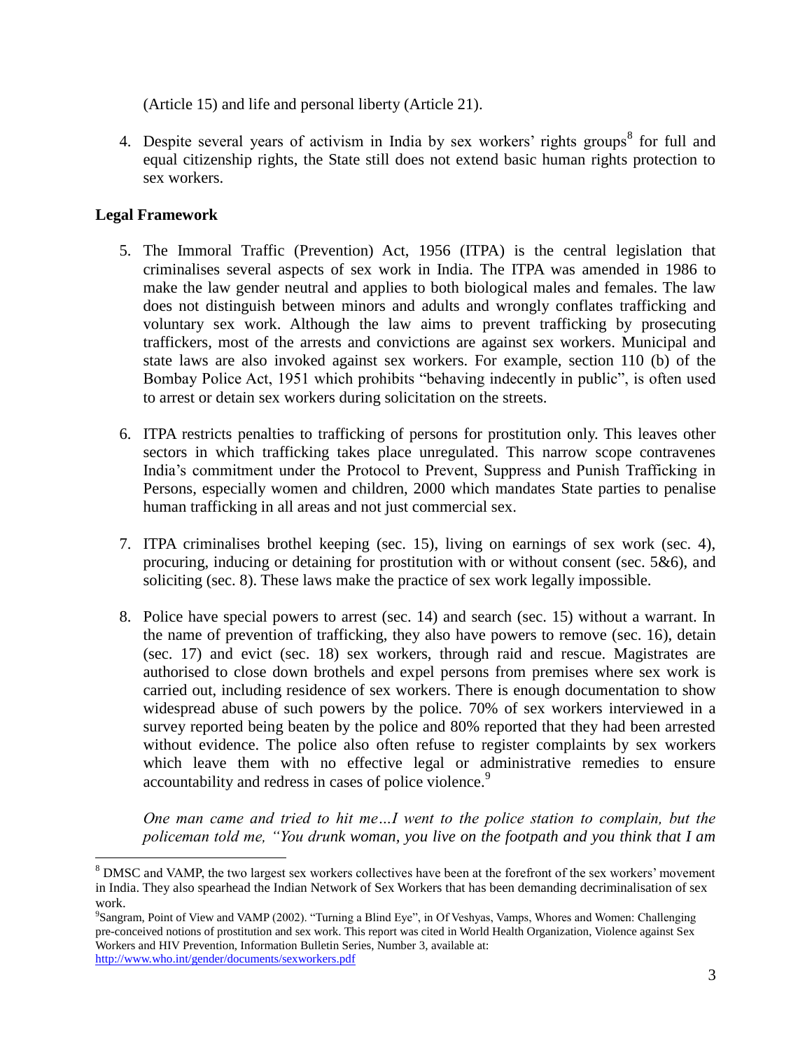(Article 15) and life and personal liberty (Article 21).

4. Despite several years of activism in India by sex workers' rights groups[8] for full and equal citizenship rights, the State still does not extend basic human rights protection to sex workers.

**Legal Framework**

5. The Immoral Traffic (Prevention) Act, 1956 (ITPA) is the central legislation that criminalises several aspects of sex work in India. The ITPA was amended in 1986 to make the law gender neutral and applies to both biological males and females. The law does not distinguish between minors and adults and wrongly conflates trafficking and voluntary sex work. Although the law aims to prevent trafficking by prosecuting traffickers, most of the arrests and convictions are against sex workers. Municipal and state laws are also invoked against sex workers. For example, section 110 (b) of the Bombay Police Act, 1951 which prohibits "behaving indecently in public", is often used to arrest or detain sex workers during solicitation on the streets.

6. ITPA restricts penalties to trafficking of persons for prostitution only. This leaves other sectors in which trafficking takes place unregulated. This narrow scope contravenes India's commitment under the Protocol to Prevent, Suppress and Punish Trafficking in Persons, especially women and children, 2000 which mandates State parties to penalise human trafficking in all areas and not just commercial sex.

7. ITPA criminalises brothel keeping (sec. 15), living on earnings of sex work (sec. 4), procuring, inducing or detaining for prostitution with or without consent (sec. 5&6), and soliciting (sec. 8). These laws make the practice of sex work legally impossible.

8. Police have special powers to arrest (sec. 14) and search (sec. 15) without a warrant. In the name of prevention of trafficking, they also have powers to remove (sec. 16), detain (sec. 17) and evict (sec. 18) sex workers, through raid and rescue. Magistrates are authorised to close down brothels and expel persons from premises where sex work is carried out, including residence of sex workers. There is enough documentation to show widespread abuse of such powers by the police. 70% of sex workers interviewed in a survey reported being beaten by the police and 80% reported that they had been arrested without evidence. The police also often refuse to register complaints by sex workers which leave them with no effective legal or administrative remedies to ensure accountability and redress in cases of police violence.[9]

   *One man came and tried to hit me…I went to the police station to complain, but the policeman told me, "You drunk woman, you live on the footpath and you think that I am*

---

[8] DMSC and VAMP, the two largest sex workers collectives have been at the forefront of the sex workers' movement in India. They also spearhead the Indian Network of Sex Workers that has been demanding decriminalisation of sex work.

[9] Sangram, Point of View and VAMP (2002). "Turning a Blind Eye", in Of Veshyas, Vamps, Whores and Women: Challenging pre-conceived notions of prostitution and sex work. This report was cited in World Health Organization, Violence against Sex Workers and HIV Prevention, Information Bulletin Series, Number 3, available at: http://www.who.int/gender/documents/sexworkers.pdf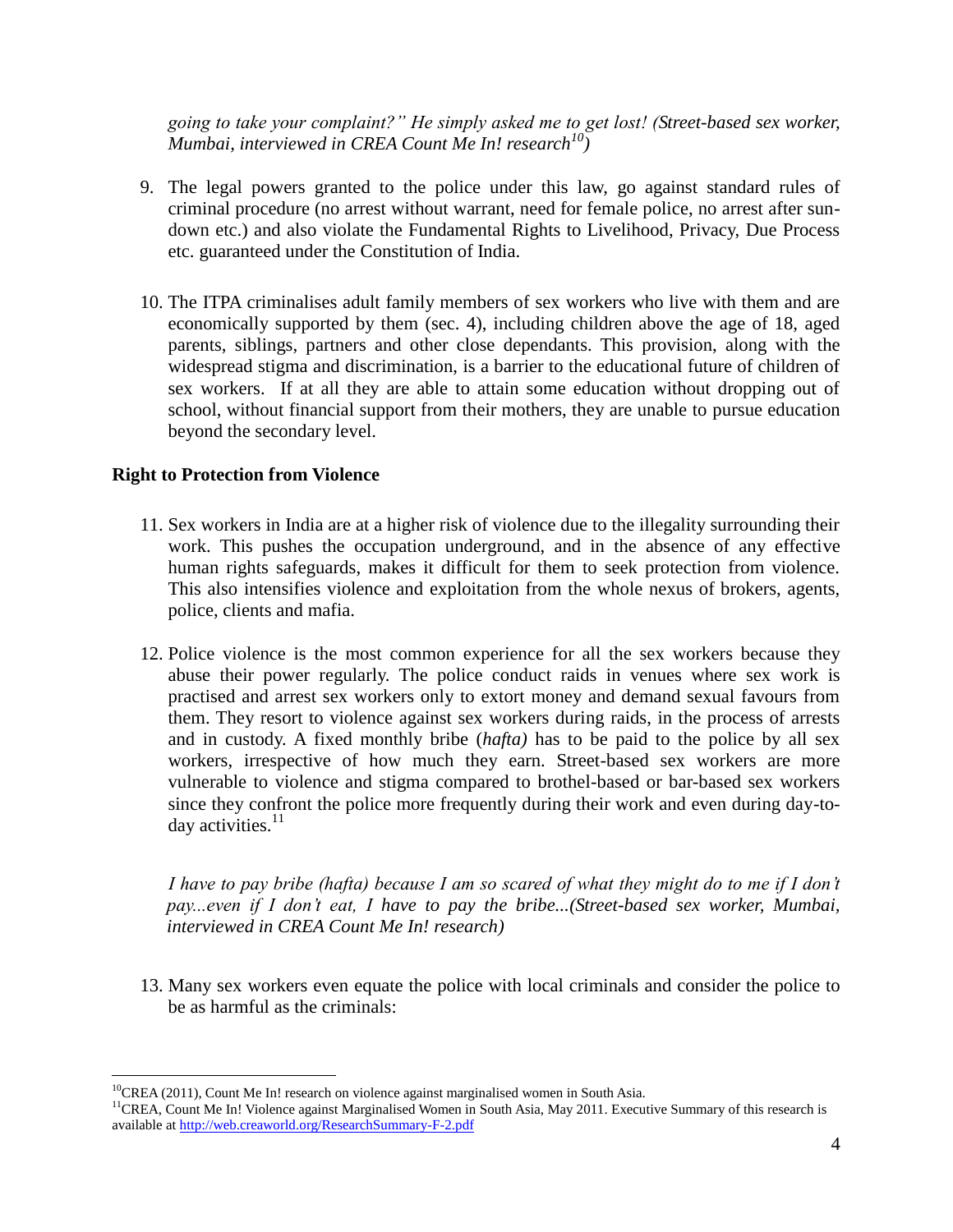*going to take your complaint?" He simply asked me to get lost! (Street-based sex worker, Mumbai, interviewed in CREA Count Me In! research[10])*

9. The legal powers granted to the police under this law, go against standard rules of criminal procedure (no arrest without warrant, need for female police, no arrest after sun-down etc.) and also violate the Fundamental Rights to Livelihood, Privacy, Due Process etc. guaranteed under the Constitution of India.

10. The ITPA criminalises adult family members of sex workers who live with them and are economically supported by them (sec. 4), including children above the age of 18, aged parents, siblings, partners and other close dependants. This provision, along with the widespread stigma and discrimination, is a barrier to the educational future of children of sex workers. If at all they are able to attain some education without dropping out of school, without financial support from their mothers, they are unable to pursue education beyond the secondary level.

**Right to Protection from Violence**

11. Sex workers in India are at a higher risk of violence due to the illegality surrounding their work. This pushes the occupation underground, and in the absence of any effective human rights safeguards, makes it difficult for them to seek protection from violence. This also intensifies violence and exploitation from the whole nexus of brokers, agents, police, clients and mafia.

12. Police violence is the most common experience for all the sex workers because they abuse their power regularly. The police conduct raids in venues where sex work is practised and arrest sex workers only to extort money and demand sexual favours from them. They resort to violence against sex workers during raids, in the process of arrests and in custody. A fixed monthly bribe (*hafta)* has to be paid to the police by all sex workers, irrespective of how much they earn. Street-based sex workers are more vulnerable to violence and stigma compared to brothel-based or bar-based sex workers since they confront the police more frequently during their work and even during day-to-day activities.[11]

*I have to pay bribe (hafta) because I am so scared of what they might do to me if I don't pay...even if I don't eat, I have to pay the bribe...(Street-based sex worker, Mumbai, interviewed in CREA Count Me In! research)*

13. Many sex workers even equate the police with local criminals and consider the police to be as harmful as the criminals:

---

[10] CREA (2011), Count Me In! research on violence against marginalised women in South Asia.

[11] CREA, Count Me In! Violence against Marginalised Women in South Asia, May 2011. Executive Summary of this research is available at http://web.creaworld.org/ResearchSummary-F-2.pdf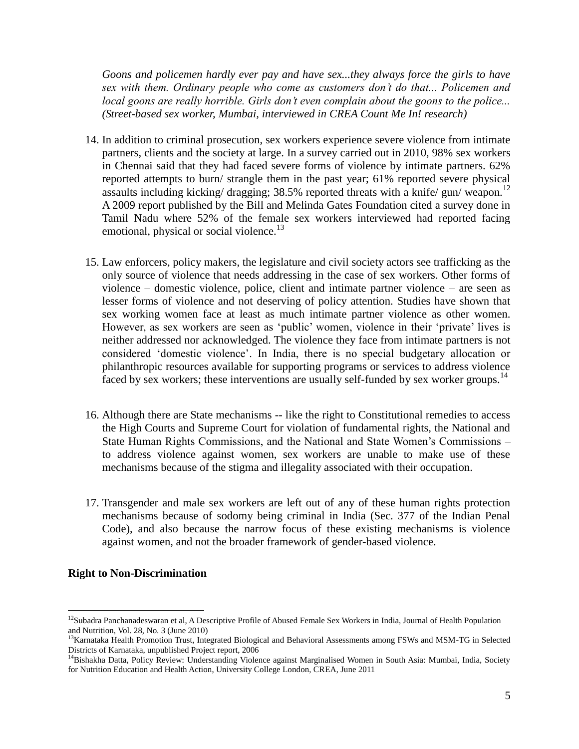*Goons and policemen hardly ever pay and have sex...they always force the girls to have sex with them. Ordinary people who come as customers don't do that... Policemen and local goons are really horrible. Girls don't even complain about the goons to the police... (Street-based sex worker, Mumbai, interviewed in CREA Count Me In! research)*

14. In addition to criminal prosecution, sex workers experience severe violence from intimate partners, clients and the society at large. In a survey carried out in 2010, 98% sex workers in Chennai said that they had faced severe forms of violence by intimate partners. 62% reported attempts to burn/ strangle them in the past year; 61% reported severe physical assaults including kicking/ dragging; 38.5% reported threats with a knife/ gun/ weapon.[12] A 2009 report published by the Bill and Melinda Gates Foundation cited a survey done in Tamil Nadu where 52% of the female sex workers interviewed had reported facing emotional, physical or social violence.[13]

15. Law enforcers, policy makers, the legislature and civil society actors see trafficking as the only source of violence that needs addressing in the case of sex workers. Other forms of violence – domestic violence, police, client and intimate partner violence – are seen as lesser forms of violence and not deserving of policy attention. Studies have shown that sex working women face at least as much intimate partner violence as other women. However, as sex workers are seen as 'public' women, violence in their 'private' lives is neither addressed nor acknowledged. The violence they face from intimate partners is not considered 'domestic violence'. In India, there is no special budgetary allocation or philanthropic resources available for supporting programs or services to address violence faced by sex workers; these interventions are usually self-funded by sex worker groups.[14]

16. Although there are State mechanisms -- like the right to Constitutional remedies to access the High Courts and Supreme Court for violation of fundamental rights, the National and State Human Rights Commissions, and the National and State Women's Commissions – to address violence against women, sex workers are unable to make use of these mechanisms because of the stigma and illegality associated with their occupation.

17. Transgender and male sex workers are left out of any of these human rights protection mechanisms because of sodomy being criminal in India (Sec. 377 of the Indian Penal Code), and also because the narrow focus of these existing mechanisms is violence against women, and not the broader framework of gender-based violence.

**Right to Non-Discrimination**

---

[12] Subadra Panchanadeswaran et al, A Descriptive Profile of Abused Female Sex Workers in India, Journal of Health Population and Nutrition, Vol. 28, No. 3 (June 2010)

[13] Karnataka Health Promotion Trust, Integrated Biological and Behavioral Assessments among FSWs and MSM-TG in Selected Districts of Karnataka, unpublished Project report, 2006

[14] Bishakha Datta, Policy Review: Understanding Violence against Marginalised Women in South Asia: Mumbai, India, Society for Nutrition Education and Health Action, University College London, CREA, June 2011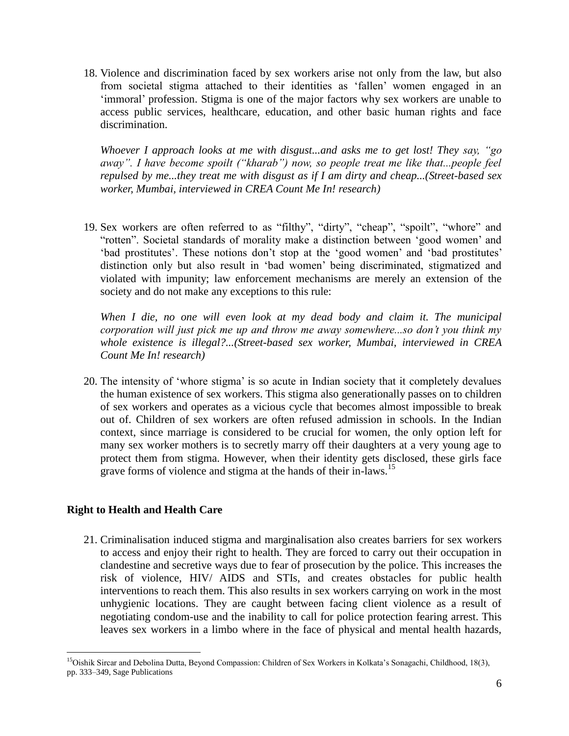18. Violence and discrimination faced by sex workers arise not only from the law, but also from societal stigma attached to their identities as 'fallen' women engaged in an 'immoral' profession. Stigma is one of the major factors why sex workers are unable to access public services, healthcare, education, and other basic human rights and face discrimination.

    *Whoever I approach looks at me with disgust...and asks me to get lost! They say, "go away". I have become spoilt ("kharab") now, so people treat me like that...people feel repulsed by me...they treat me with disgust as if I am dirty and cheap...(Street-based sex worker, Mumbai, interviewed in CREA Count Me In! research)*

19. Sex workers are often referred to as "filthy", "dirty", "cheap", "spoilt", "whore" and "rotten". Societal standards of morality make a distinction between 'good women' and 'bad prostitutes'. These notions don't stop at the 'good women' and 'bad prostitutes' distinction only but also result in 'bad women' being discriminated, stigmatized and violated with impunity; law enforcement mechanisms are merely an extension of the society and do not make any exceptions to this rule:

    *When I die, no one will even look at my dead body and claim it. The municipal corporation will just pick me up and throw me away somewhere...so don't you think my whole existence is illegal?...(Street-based sex worker, Mumbai, interviewed in CREA Count Me In! research)*

20. The intensity of 'whore stigma' is so acute in Indian society that it completely devalues the human existence of sex workers. This stigma also generationally passes on to children of sex workers and operates as a vicious cycle that becomes almost impossible to break out of. Children of sex workers are often refused admission in schools. In the Indian context, since marriage is considered to be crucial for women, the only option left for many sex worker mothers is to secretly marry off their daughters at a very young age to protect them from stigma. However, when their identity gets disclosed, these girls face grave forms of violence and stigma at the hands of their in-laws.[15]

**Right to Health and Health Care**

21. Criminalisation induced stigma and marginalisation also creates barriers for sex workers to access and enjoy their right to health. They are forced to carry out their occupation in clandestine and secretive ways due to fear of prosecution by the police. This increases the risk of violence, HIV/ AIDS and STIs, and creates obstacles for public health interventions to reach them. This also results in sex workers carrying on work in the most unhygienic locations. They are caught between facing client violence as a result of negotiating condom-use and the inability to call for police protection fearing arrest. This leaves sex workers in a limbo where in the face of physical and mental health hazards,

[15] Oishik Sircar and Debolina Dutta, Beyond Compassion: Children of Sex Workers in Kolkata's Sonagachi, Childhood, 18(3), pp. 333–349, Sage Publications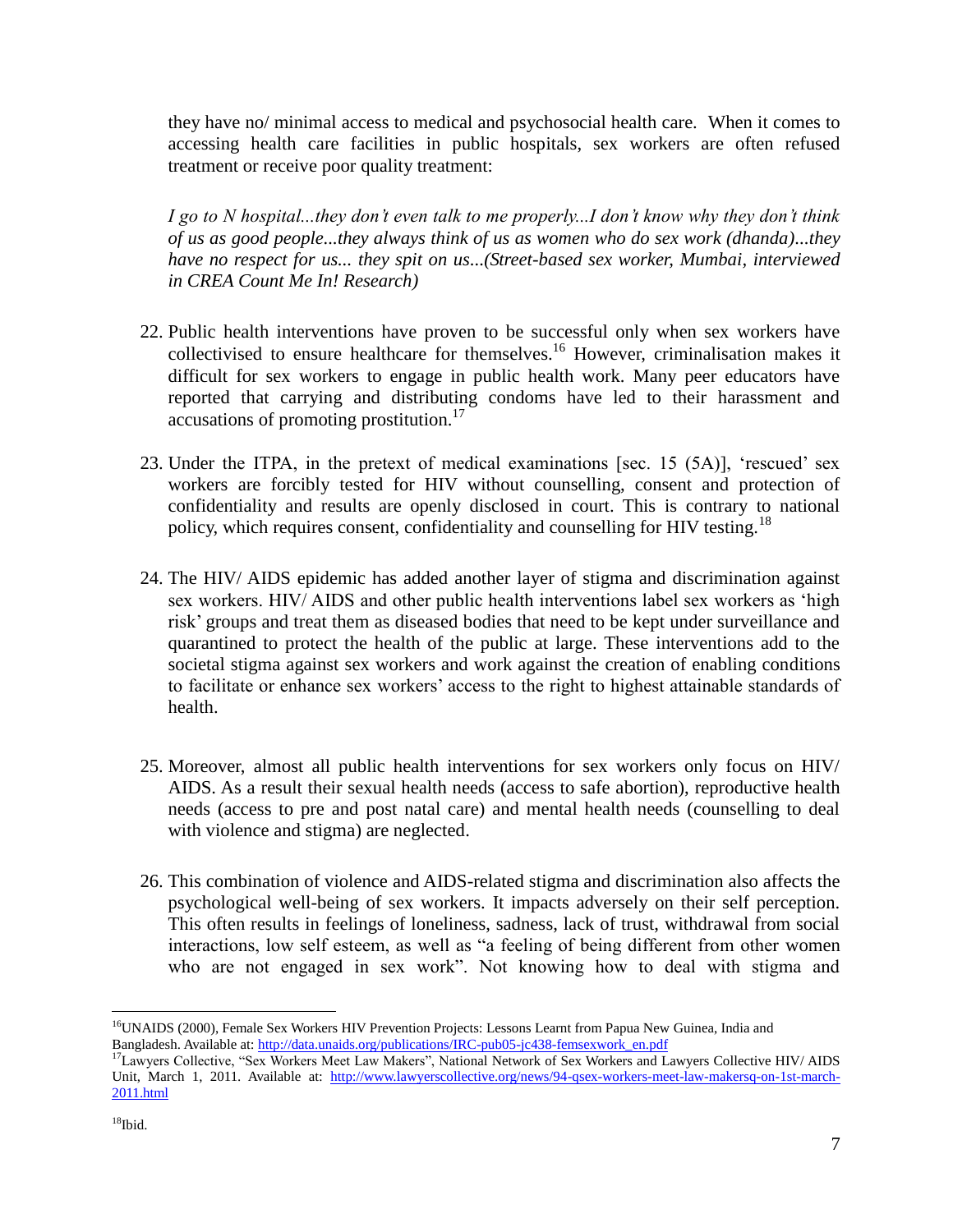they have no/ minimal access to medical and psychosocial health care. When it comes to accessing health care facilities in public hospitals, sex workers are often refused treatment or receive poor quality treatment:

*I go to N hospital...they don't even talk to me properly...I don't know why they don't think of us as good people...they always think of us as women who do sex work (dhanda)...they have no respect for us... they spit on us...(Street-based sex worker, Mumbai, interviewed in CREA Count Me In! Research)*

22. Public health interventions have proven to be successful only when sex workers have collectivised to ensure healthcare for themselves.[16] However, criminalisation makes it difficult for sex workers to engage in public health work. Many peer educators have reported that carrying and distributing condoms have led to their harassment and accusations of promoting prostitution.[17]

23. Under the ITPA, in the pretext of medical examinations [sec. 15 (5A)], 'rescued' sex workers are forcibly tested for HIV without counselling, consent and protection of confidentiality and results are openly disclosed in court. This is contrary to national policy, which requires consent, confidentiality and counselling for HIV testing.[18]

24. The HIV/ AIDS epidemic has added another layer of stigma and discrimination against sex workers. HIV/ AIDS and other public health interventions label sex workers as 'high risk' groups and treat them as diseased bodies that need to be kept under surveillance and quarantined to protect the health of the public at large. These interventions add to the societal stigma against sex workers and work against the creation of enabling conditions to facilitate or enhance sex workers' access to the right to highest attainable standards of health.

25. Moreover, almost all public health interventions for sex workers only focus on HIV/ AIDS. As a result their sexual health needs (access to safe abortion), reproductive health needs (access to pre and post natal care) and mental health needs (counselling to deal with violence and stigma) are neglected.

26. This combination of violence and AIDS-related stigma and discrimination also affects the psychological well-being of sex workers. It impacts adversely on their self perception. This often results in feelings of loneliness, sadness, lack of trust, withdrawal from social interactions, low self esteem, as well as "a feeling of being different from other women who are not engaged in sex work". Not knowing how to deal with stigma and

---

[16] UNAIDS (2000), Female Sex Workers HIV Prevention Projects: Lessons Learnt from Papua New Guinea, India and Bangladesh. Available at: http://data.unaids.org/publications/IRC-pub05-jc438-femsexwork_en.pdf

[17] Lawyers Collective, "Sex Workers Meet Law Makers", National Network of Sex Workers and Lawyers Collective HIV/ AIDS Unit, March 1, 2011. Available at: http://www.lawyerscollective.org/news/94-qsex-workers-meet-law-makersq-on-1st-march-2011.html

[18] Ibid.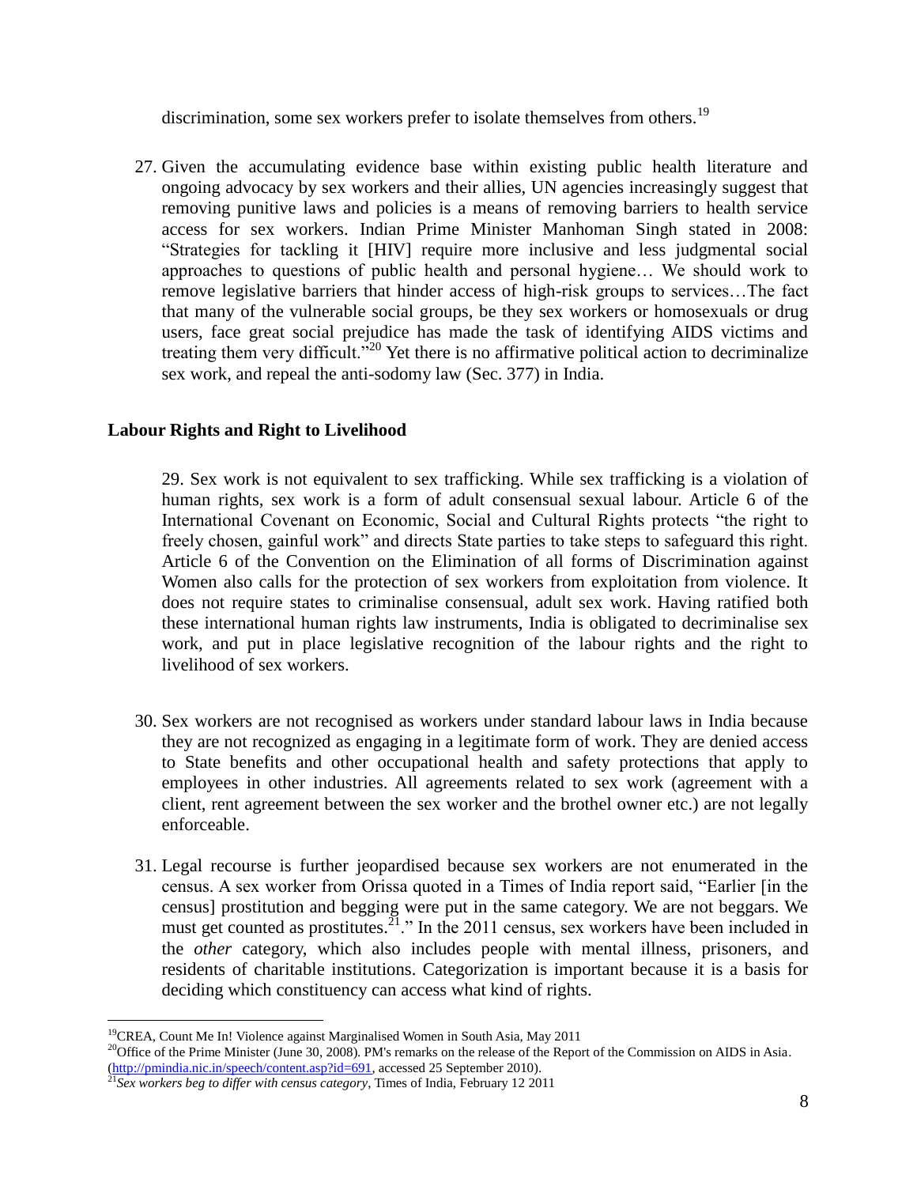discrimination, some sex workers prefer to isolate themselves from others.[19]

27. Given the accumulating evidence base within existing public health literature and ongoing advocacy by sex workers and their allies, UN agencies increasingly suggest that removing punitive laws and policies is a means of removing barriers to health service access for sex workers. Indian Prime Minister Manhoman Singh stated in 2008: "Strategies for tackling it [HIV] require more inclusive and less judgmental social approaches to questions of public health and personal hygiene… We should work to remove legislative barriers that hinder access of high-risk groups to services…The fact that many of the vulnerable social groups, be they sex workers or homosexuals or drug users, face great social prejudice has made the task of identifying AIDS victims and treating them very difficult."[20] Yet there is no affirmative political action to decriminalize sex work, and repeal the anti-sodomy law (Sec. 377) in India.

## Labour Rights and Right to Livelihood

29. Sex work is not equivalent to sex trafficking. While sex trafficking is a violation of human rights, sex work is a form of adult consensual sexual labour. Article 6 of the International Covenant on Economic, Social and Cultural Rights protects "the right to freely chosen, gainful work" and directs State parties to take steps to safeguard this right. Article 6 of the Convention on the Elimination of all forms of Discrimination against Women also calls for the protection of sex workers from exploitation from violence. It does not require states to criminalise consensual, adult sex work. Having ratified both these international human rights law instruments, India is obligated to decriminalise sex work, and put in place legislative recognition of the labour rights and the right to livelihood of sex workers.

30. Sex workers are not recognised as workers under standard labour laws in India because they are not recognized as engaging in a legitimate form of work. They are denied access to State benefits and other occupational health and safety protections that apply to employees in other industries. All agreements related to sex work (agreement with a client, rent agreement between the sex worker and the brothel owner etc.) are not legally enforceable.

31. Legal recourse is further jeopardised because sex workers are not enumerated in the census. A sex worker from Orissa quoted in a Times of India report said, "Earlier [in the census] prostitution and begging were put in the same category. We are not beggars. We must get counted as prostitutes.[21]." In the 2011 census, sex workers have been included in the *other* category, which also includes people with mental illness, prisoners, and residents of charitable institutions. Categorization is important because it is a basis for deciding which constituency can access what kind of rights.

---

[19] CREA, Count Me In! Violence against Marginalised Women in South Asia, May 2011

[20] Office of the Prime Minister (June 30, 2008). PM's remarks on the release of the Report of the Commission on AIDS in Asia. (http://pmindia.nic.in/speech/content.asp?id=691, accessed 25 September 2010).

[21] *Sex workers beg to differ with census category*, Times of India, February 12 2011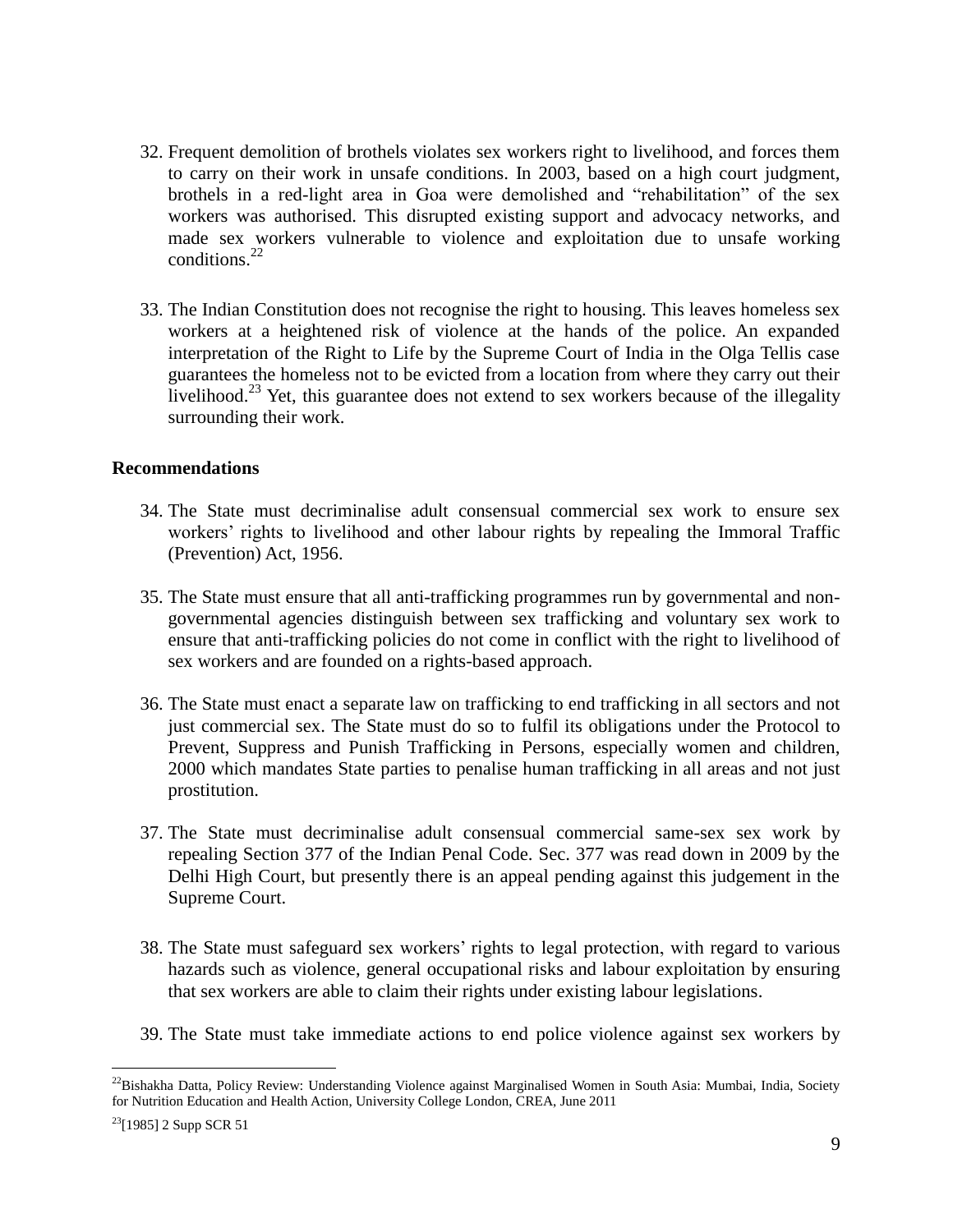32. Frequent demolition of brothels violates sex workers right to livelihood, and forces them to carry on their work in unsafe conditions. In 2003, based on a high court judgment, brothels in a red-light area in Goa were demolished and "rehabilitation" of the sex workers was authorised. This disrupted existing support and advocacy networks, and made sex workers vulnerable to violence and exploitation due to unsafe working conditions.[22]

33. The Indian Constitution does not recognise the right to housing. This leaves homeless sex workers at a heightened risk of violence at the hands of the police. An expanded interpretation of the Right to Life by the Supreme Court of India in the Olga Tellis case guarantees the homeless not to be evicted from a location from where they carry out their livelihood.[23] Yet, this guarantee does not extend to sex workers because of the illegality surrounding their work.

**Recommendations**

34. The State must decriminalise adult consensual commercial sex work to ensure sex workers' rights to livelihood and other labour rights by repealing the Immoral Traffic (Prevention) Act, 1956.

35. The State must ensure that all anti-trafficking programmes run by governmental and non-governmental agencies distinguish between sex trafficking and voluntary sex work to ensure that anti-trafficking policies do not come in conflict with the right to livelihood of sex workers and are founded on a rights-based approach.

36. The State must enact a separate law on trafficking to end trafficking in all sectors and not just commercial sex. The State must do so to fulfil its obligations under the Protocol to Prevent, Suppress and Punish Trafficking in Persons, especially women and children, 2000 which mandates State parties to penalise human trafficking in all areas and not just prostitution.

37. The State must decriminalise adult consensual commercial same-sex sex work by repealing Section 377 of the Indian Penal Code. Sec. 377 was read down in 2009 by the Delhi High Court, but presently there is an appeal pending against this judgement in the Supreme Court.

38. The State must safeguard sex workers' rights to legal protection, with regard to various hazards such as violence, general occupational risks and labour exploitation by ensuring that sex workers are able to claim their rights under existing labour legislations.

39. The State must take immediate actions to end police violence against sex workers by

---

[22] Bishakha Datta, Policy Review: Understanding Violence against Marginalised Women in South Asia: Mumbai, India, Society for Nutrition Education and Health Action, University College London, CREA, June 2011

[23] [1985] 2 Supp SCR 51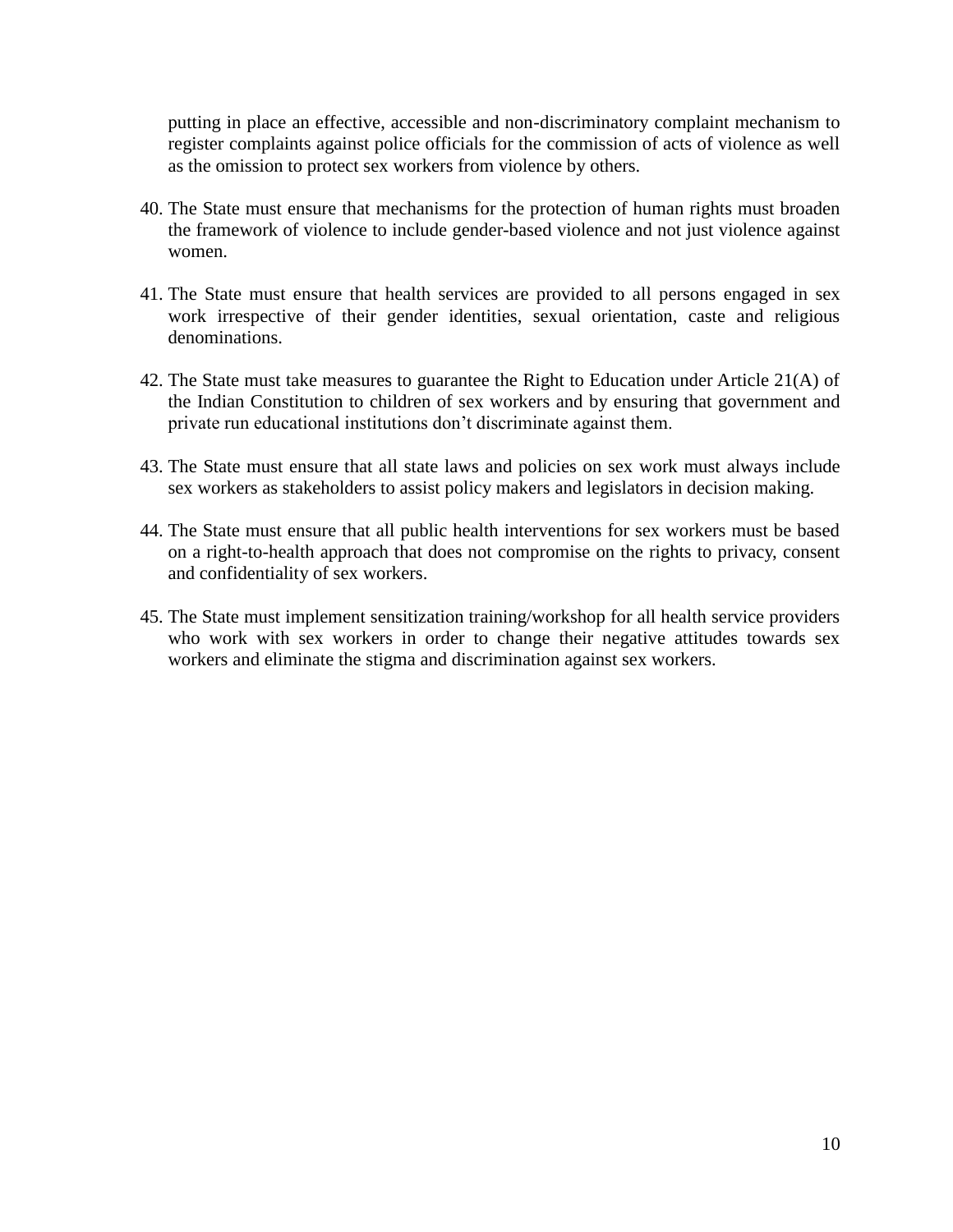putting in place an effective, accessible and non-discriminatory complaint mechanism to register complaints against police officials for the commission of acts of violence as well as the omission to protect sex workers from violence by others.

40. The State must ensure that mechanisms for the protection of human rights must broaden the framework of violence to include gender-based violence and not just violence against women.

41. The State must ensure that health services are provided to all persons engaged in sex work irrespective of their gender identities, sexual orientation, caste and religious denominations.

42. The State must take measures to guarantee the Right to Education under Article 21(A) of the Indian Constitution to children of sex workers and by ensuring that government and private run educational institutions don't discriminate against them.

43. The State must ensure that all state laws and policies on sex work must always include sex workers as stakeholders to assist policy makers and legislators in decision making.

44. The State must ensure that all public health interventions for sex workers must be based on a right-to-health approach that does not compromise on the rights to privacy, consent and confidentiality of sex workers.

45. The State must implement sensitization training/workshop for all health service providers who work with sex workers in order to change their negative attitudes towards sex workers and eliminate the stigma and discrimination against sex workers.